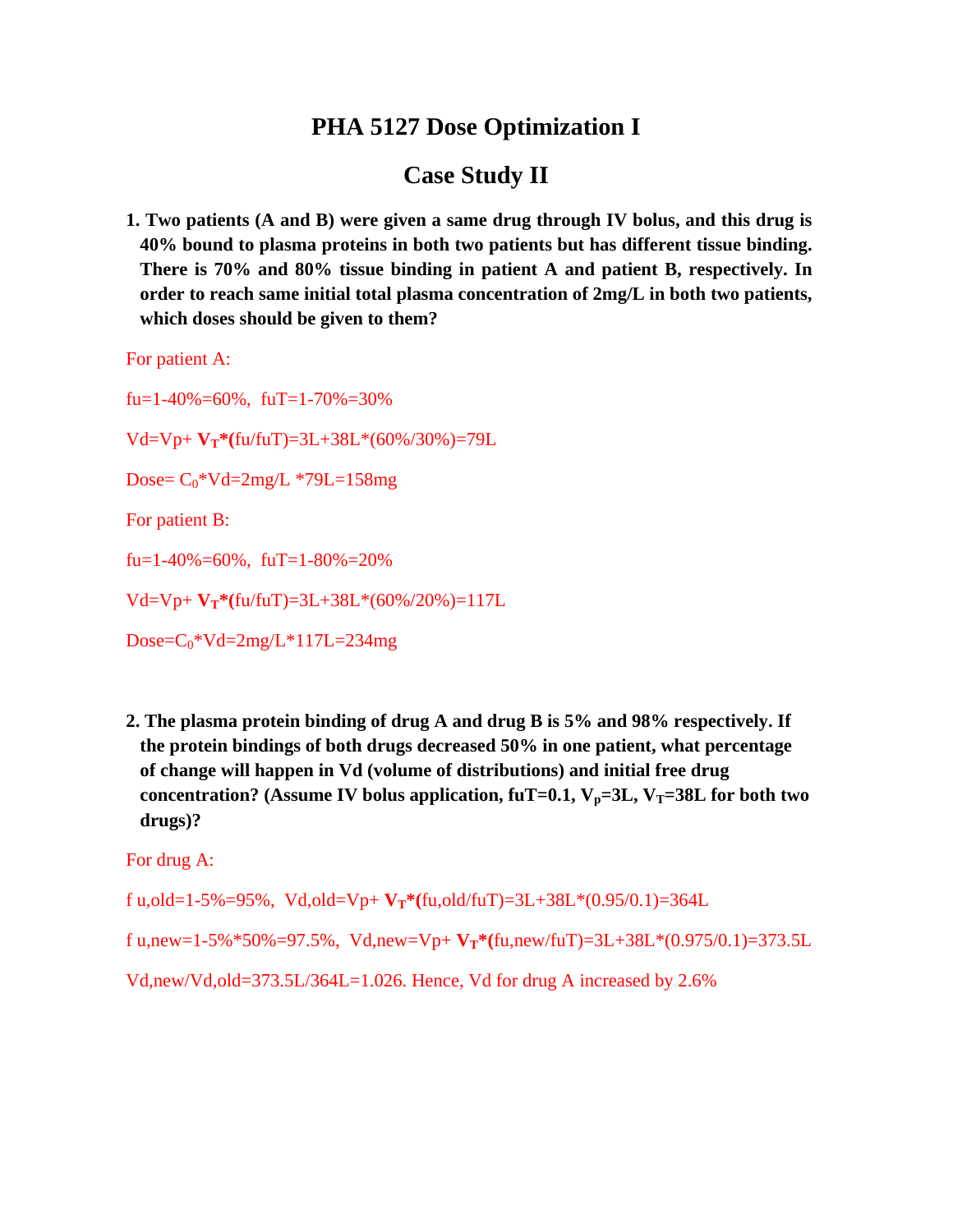# PHA 5127 Dose Optimization I

# Case Study II

**1. Two patients (A and B) were given a same drug through IV bolus, and this drug is 40% bound to plasma proteins in both two patients but has different tissue binding. There is 70% and 80% tissue binding in patient A and patient B, respectively. In order to reach same initial total plasma concentration of 2mg/L in both two patients, which doses should be given to them?**

For patient A:

fu=1-40%=60%, fuT=1-70%=30%

Vd=Vp+ $\mathbf{V_T}$**\***(fu/fuT)=3L+38L*(60%/30%)=79L

Dose= $C_0$*Vd=2mg/L *79L=158mg

For patient B:

fu=1-40%=60%, fuT=1-80%=20%

Vd=Vp+ $\mathbf{V_T}$**\***(fu/fuT)=3L+38L*(60%/20%)=117L

Dose=$C_0$*Vd=2mg/L*117L=234mg

**2. The plasma protein binding of drug A and drug B is 5% and 98% respectively. If the protein bindings of both drugs decreased 50% in one patient, what percentage of change will happen in Vd (volume of distributions) and initial free drug concentration? (Assume IV bolus application, fuT=0.1, $V_p$=3L, $V_T$=38L for both two drugs)?**

For drug A:

f u,old=1-5%=95%, Vd,old=Vp+ $\mathbf{V_T}$**\***(fu,old/fuT)=3L+38L*(0.95/0.1)=364L

f u,new=1-5%*50%=97.5%, Vd,new=Vp+ $\mathbf{V_T}$**\***(fu,new/fuT)=3L+38L*(0.975/0.1)=373.5L

Vd,new/Vd,old=373.5L/364L=1.026. Hence, Vd for drug A increased by 2.6%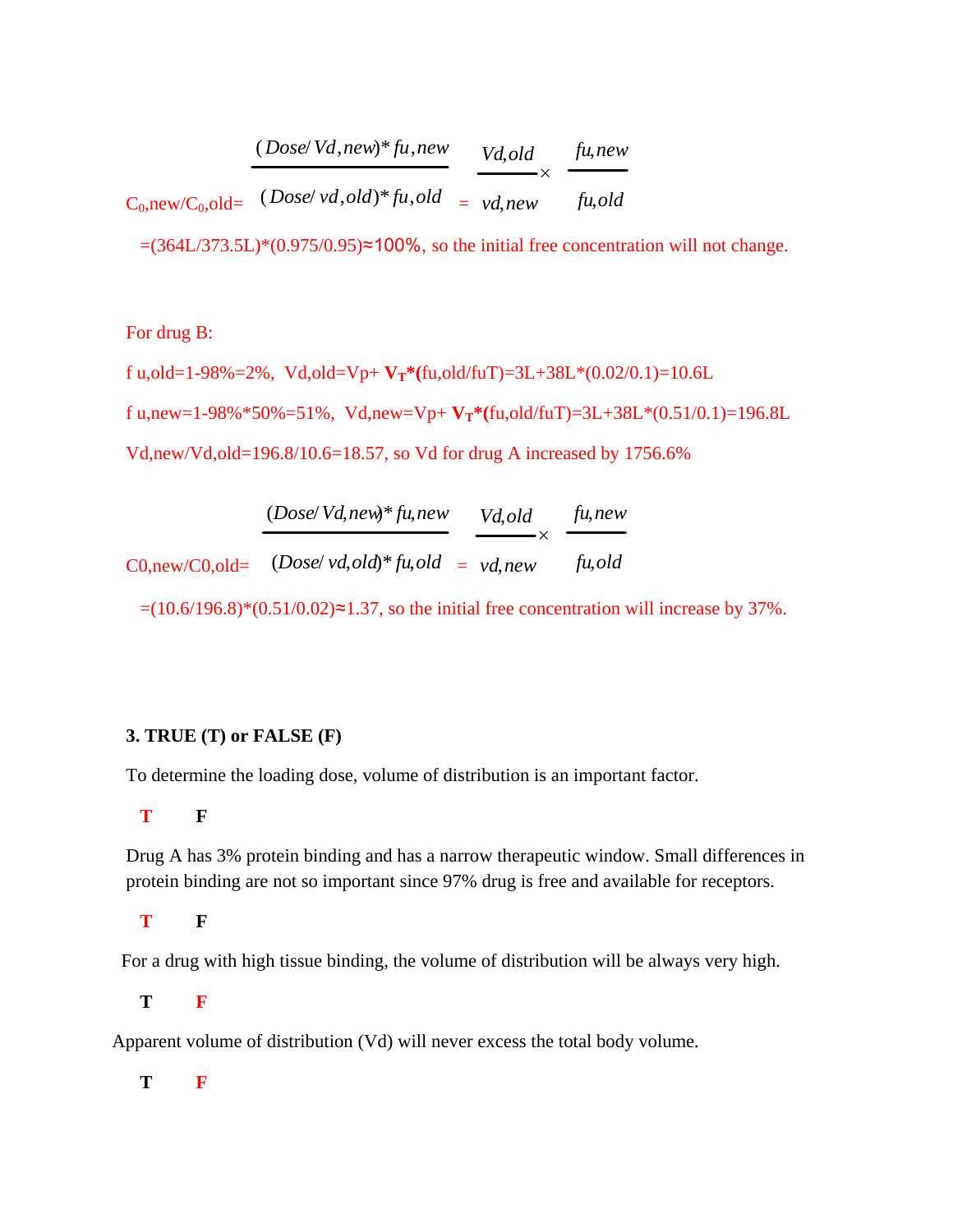$$C_0,new/C_0,old = \frac{(Dose/Vd,new)*fu,new}{(Dose/vd,old)*fu,old} = \frac{Vd,old}{vd,new} \times \frac{fu,new}{fu,old}$$

=(364L/373.5L)*(0.975/0.95)≈100%, so the initial free concentration will not change.

For drug B:

f u,old=1-98%=2%, Vd,old=Vp+ $V_T$*(fu,old/fuT)=3L+38L*(0.02/0.1)=10.6L

f u,new=1-98%*50%=51%, Vd,new=Vp+ $V_T$*(fu,old/fuT)=3L+38L*(0.51/0.1)=196.8L

Vd,new/Vd,old=196.8/10.6=18.57, so Vd for drug A increased by 1756.6%

$$C0,new/C0,old = \frac{(Dose/Vd,new)*fu,new}{(Dose/vd,old)*fu,old} = \frac{Vd,old}{vd,new} \times \frac{fu,new}{fu,old}$$

=(10.6/196.8)*(0.51/0.02)≈1.37, so the initial free concentration will increase by 37%.

**3. TRUE (T) or FALSE (F)**

To determine the loading dose, volume of distribution is an important factor.

**T** **F**

Drug A has 3% protein binding and has a narrow therapeutic window. Small differences in protein binding are not so important since 97% drug is free and available for receptors.

**T** **F**

For a drug with high tissue binding, the volume of distribution will be always very high.

**T** **F**

Apparent volume of distribution (Vd) will never excess the total body volume.

**T** **F**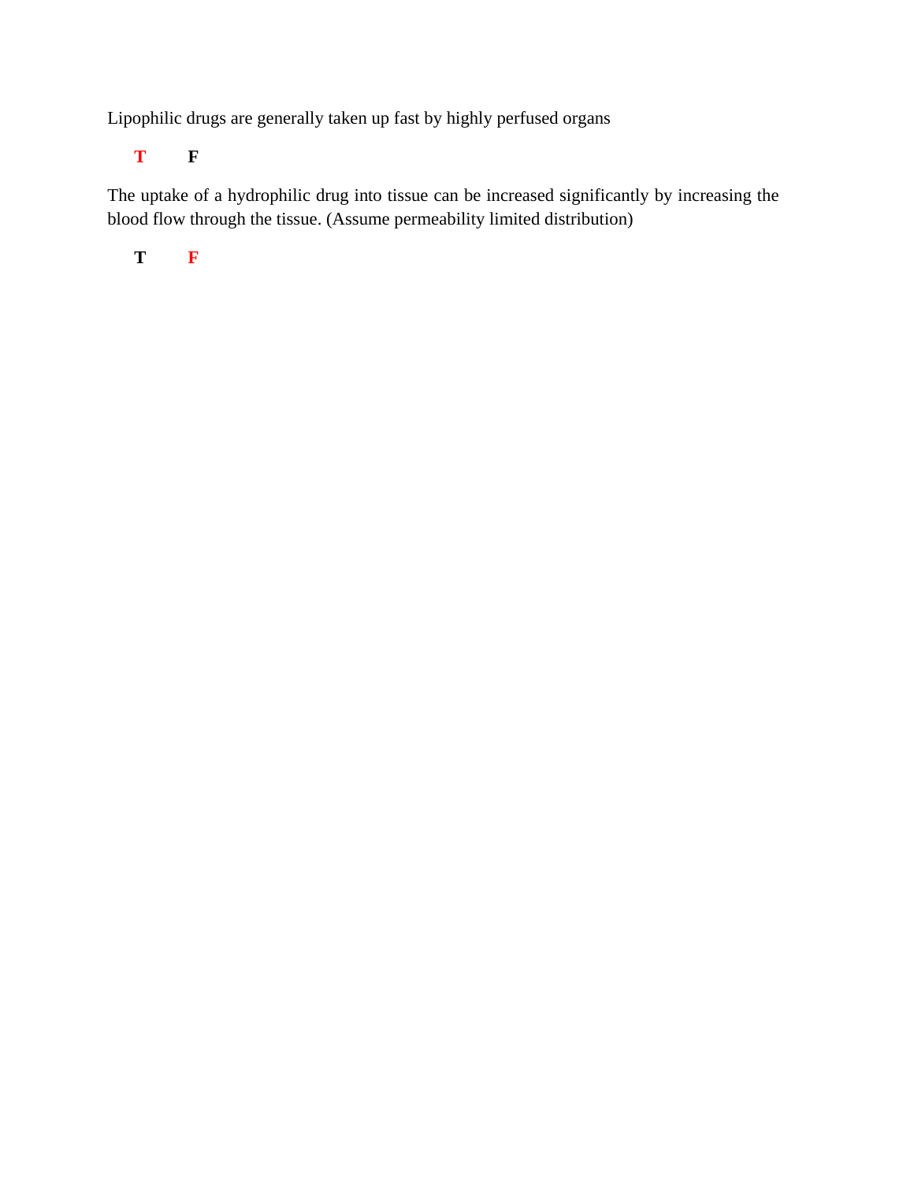Lipophilic drugs are generally taken up fast by highly perfused organs

**T** **F**

The uptake of a hydrophilic drug into tissue can be increased significantly by increasing the blood flow through the tissue. (Assume permeability limited distribution)

**T** **F**